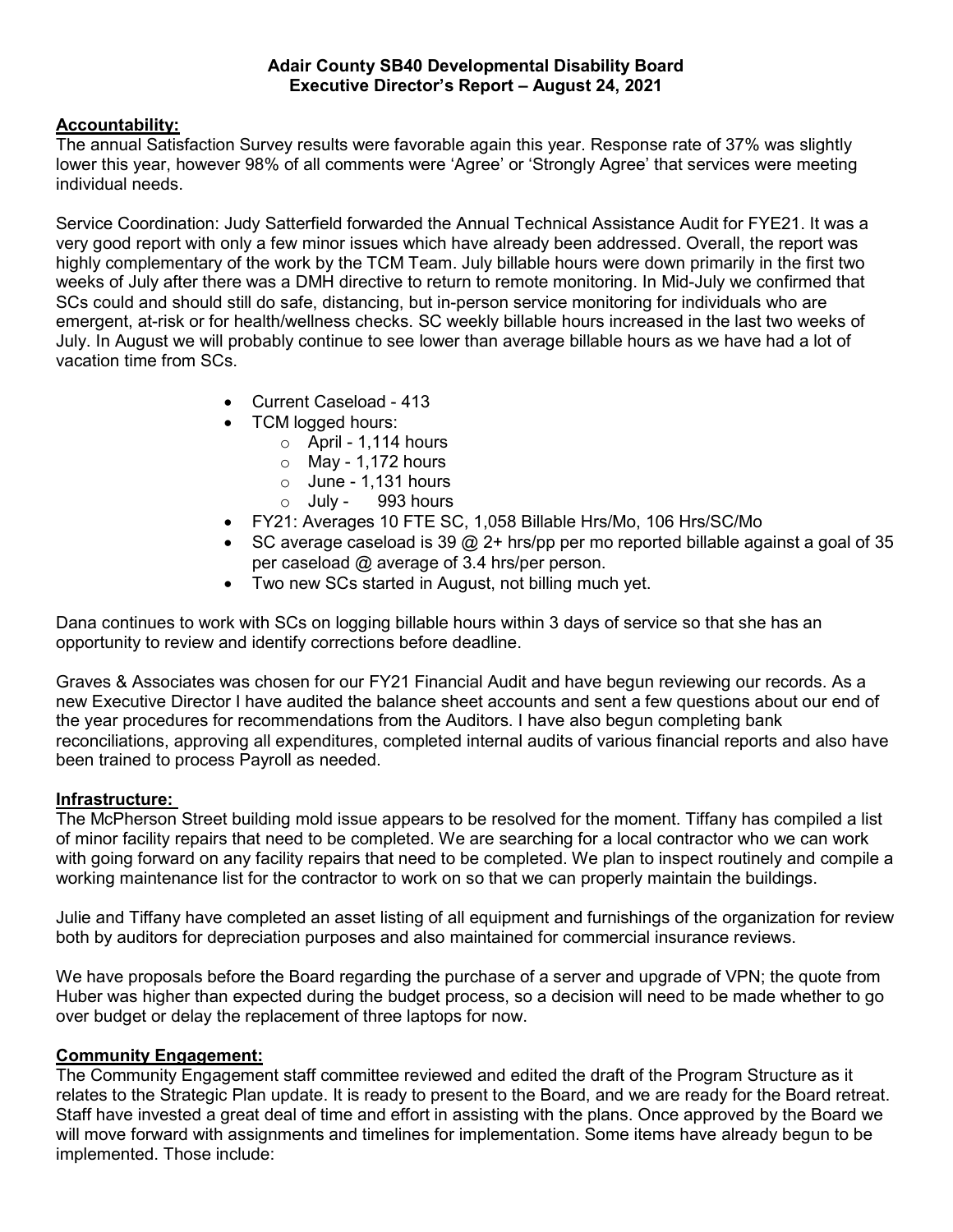**Adair County SB40 Developmental Disability Board**
**Executive Director's Report – August 24, 2021**

## Accountability:

The annual Satisfaction Survey results were favorable again this year. Response rate of 37% was slightly lower this year, however 98% of all comments were 'Agree' or 'Strongly Agree' that services were meeting individual needs.

Service Coordination: Judy Satterfield forwarded the Annual Technical Assistance Audit for FYE21. It was a very good report with only a few minor issues which have already been addressed. Overall, the report was highly complementary of the work by the TCM Team. July billable hours were down primarily in the first two weeks of July after there was a DMH directive to return to remote monitoring. In Mid-July we confirmed that SCs could and should still do safe, distancing, but in-person service monitoring for individuals who are emergent, at-risk or for health/wellness checks. SC weekly billable hours increased in the last two weeks of July. In August we will probably continue to see lower than average billable hours as we have had a lot of vacation time from SCs.

- Current Caseload - 413
- TCM logged hours:
  - April - 1,114 hours
  - May - 1,172 hours
  - June - 1,131 hours
  - July - 993 hours
- FY21: Averages 10 FTE SC, 1,058 Billable Hrs/Mo, 106 Hrs/SC/Mo
- SC average caseload is 39 @ 2+ hrs/pp per mo reported billable against a goal of 35 per caseload @ average of 3.4 hrs/per person.
- Two new SCs started in August, not billing much yet.

Dana continues to work with SCs on logging billable hours within 3 days of service so that she has an opportunity to review and identify corrections before deadline.

Graves & Associates was chosen for our FY21 Financial Audit and have begun reviewing our records. As a new Executive Director I have audited the balance sheet accounts and sent a few questions about our end of the year procedures for recommendations from the Auditors. I have also begun completing bank reconciliations, approving all expenditures, completed internal audits of various financial reports and also have been trained to process Payroll as needed.

## Infrastructure:

The McPherson Street building mold issue appears to be resolved for the moment. Tiffany has compiled a list of minor facility repairs that need to be completed. We are searching for a local contractor who we can work with going forward on any facility repairs that need to be completed. We plan to inspect routinely and compile a working maintenance list for the contractor to work on so that we can properly maintain the buildings.

Julie and Tiffany have completed an asset listing of all equipment and furnishings of the organization for review both by auditors for depreciation purposes and also maintained for commercial insurance reviews.

We have proposals before the Board regarding the purchase of a server and upgrade of VPN; the quote from Huber was higher than expected during the budget process, so a decision will need to be made whether to go over budget or delay the replacement of three laptops for now.

## Community Engagement:

The Community Engagement staff committee reviewed and edited the draft of the Program Structure as it relates to the Strategic Plan update. It is ready to present to the Board, and we are ready for the Board retreat. Staff have invested a great deal of time and effort in assisting with the plans. Once approved by the Board we will move forward with assignments and timelines for implementation. Some items have already begun to be implemented. Those include: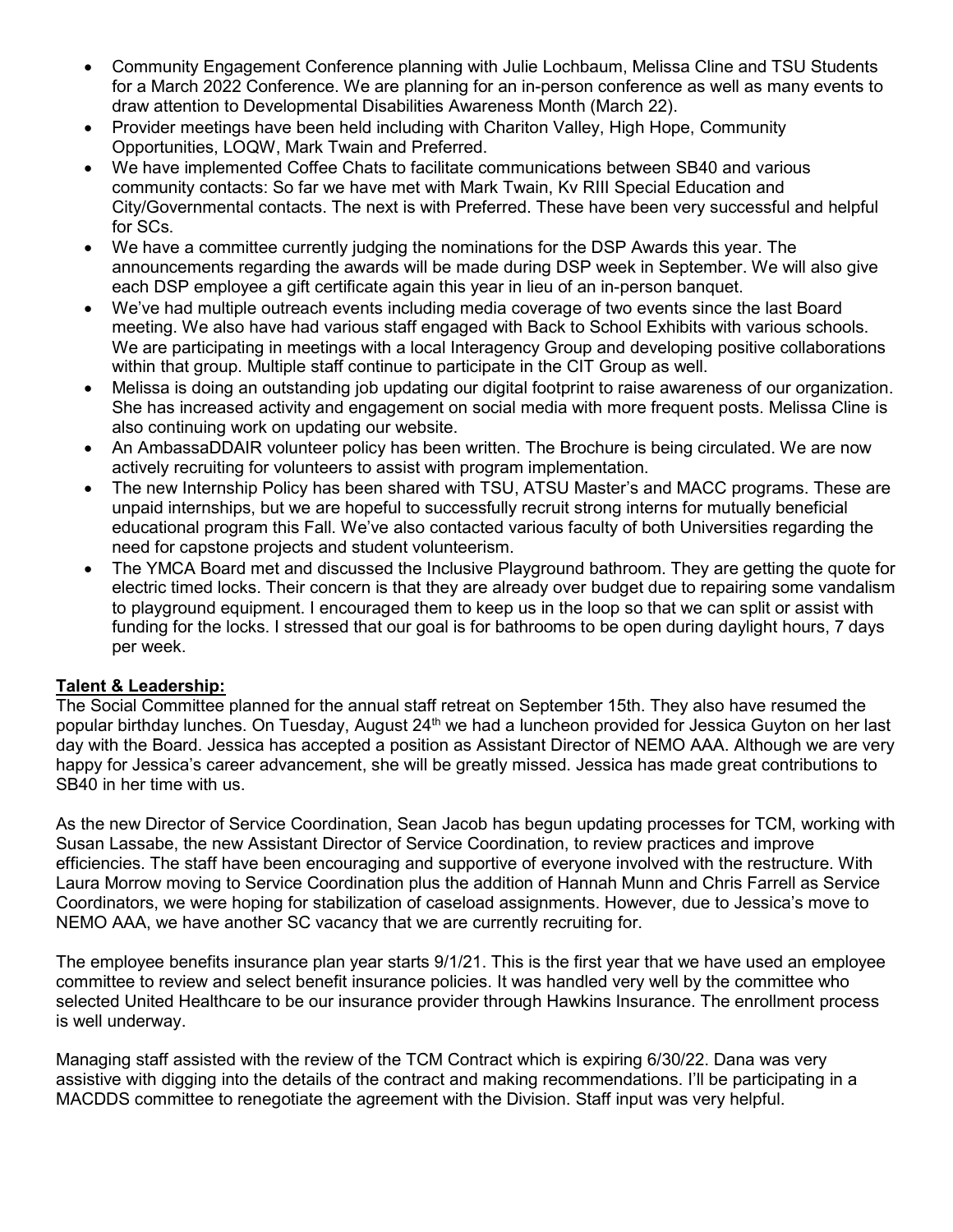- Community Engagement Conference planning with Julie Lochbaum, Melissa Cline and TSU Students for a March 2022 Conference. We are planning for an in-person conference as well as many events to draw attention to Developmental Disabilities Awareness Month (March 22).
- Provider meetings have been held including with Chariton Valley, High Hope, Community Opportunities, LOQW, Mark Twain and Preferred.
- We have implemented Coffee Chats to facilitate communications between SB40 and various community contacts: So far we have met with Mark Twain, Kv RIII Special Education and City/Governmental contacts. The next is with Preferred. These have been very successful and helpful for SCs.
- We have a committee currently judging the nominations for the DSP Awards this year. The announcements regarding the awards will be made during DSP week in September. We will also give each DSP employee a gift certificate again this year in lieu of an in-person banquet.
- We've had multiple outreach events including media coverage of two events since the last Board meeting. We also have had various staff engaged with Back to School Exhibits with various schools. We are participating in meetings with a local Interagency Group and developing positive collaborations within that group. Multiple staff continue to participate in the CIT Group as well.
- Melissa is doing an outstanding job updating our digital footprint to raise awareness of our organization. She has increased activity and engagement on social media with more frequent posts. Melissa Cline is also continuing work on updating our website.
- An AmbassaDDAIR volunteer policy has been written. The Brochure is being circulated. We are now actively recruiting for volunteers to assist with program implementation.
- The new Internship Policy has been shared with TSU, ATSU Master's and MACC programs. These are unpaid internships, but we are hopeful to successfully recruit strong interns for mutually beneficial educational program this Fall. We've also contacted various faculty of both Universities regarding the need for capstone projects and student volunteerism.
- The YMCA Board met and discussed the Inclusive Playground bathroom. They are getting the quote for electric timed locks. Their concern is that they are already over budget due to repairing some vandalism to playground equipment. I encouraged them to keep us in the loop so that we can split or assist with funding for the locks. I stressed that our goal is for bathrooms to be open during daylight hours, 7 days per week.

**Talent & Leadership:**

The Social Committee planned for the annual staff retreat on September 15th. They also have resumed the popular birthday lunches. On Tuesday, August 24th we had a luncheon provided for Jessica Guyton on her last day with the Board. Jessica has accepted a position as Assistant Director of NEMO AAA. Although we are very happy for Jessica's career advancement, she will be greatly missed. Jessica has made great contributions to SB40 in her time with us.

As the new Director of Service Coordination, Sean Jacob has begun updating processes for TCM, working with Susan Lassabe, the new Assistant Director of Service Coordination, to review practices and improve efficiencies. The staff have been encouraging and supportive of everyone involved with the restructure. With Laura Morrow moving to Service Coordination plus the addition of Hannah Munn and Chris Farrell as Service Coordinators, we were hoping for stabilization of caseload assignments. However, due to Jessica's move to NEMO AAA, we have another SC vacancy that we are currently recruiting for.

The employee benefits insurance plan year starts 9/1/21. This is the first year that we have used an employee committee to review and select benefit insurance policies. It was handled very well by the committee who selected United Healthcare to be our insurance provider through Hawkins Insurance. The enrollment process is well underway.

Managing staff assisted with the review of the TCM Contract which is expiring 6/30/22. Dana was very assistive with digging into the details of the contract and making recommendations. I'll be participating in a MACDDS committee to renegotiate the agreement with the Division. Staff input was very helpful.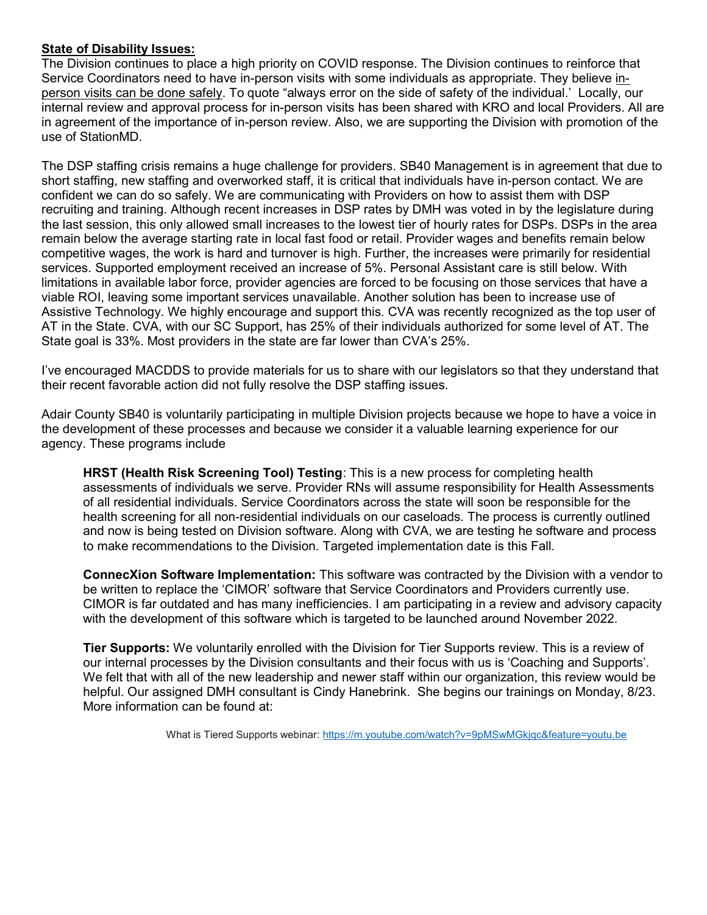**State of Disability Issues:**

The Division continues to place a high priority on COVID response. The Division continues to reinforce that Service Coordinators need to have in-person visits with some individuals as appropriate. They believe in-person visits can be done safely. To quote "always error on the side of safety of the individual.' Locally, our internal review and approval process for in-person visits has been shared with KRO and local Providers. All are in agreement of the importance of in-person review. Also, we are supporting the Division with promotion of the use of StationMD.

The DSP staffing crisis remains a huge challenge for providers. SB40 Management is in agreement that due to short staffing, new staffing and overworked staff, it is critical that individuals have in-person contact. We are confident we can do so safely. We are communicating with Providers on how to assist them with DSP recruiting and training. Although recent increases in DSP rates by DMH was voted in by the legislature during the last session, this only allowed small increases to the lowest tier of hourly rates for DSPs. DSPs in the area remain below the average starting rate in local fast food or retail. Provider wages and benefits remain below competitive wages, the work is hard and turnover is high. Further, the increases were primarily for residential services. Supported employment received an increase of 5%. Personal Assistant care is still below. With limitations in available labor force, provider agencies are forced to be focusing on those services that have a viable ROI, leaving some important services unavailable. Another solution has been to increase use of Assistive Technology. We highly encourage and support this. CVA was recently recognized as the top user of AT in the State. CVA, with our SC Support, has 25% of their individuals authorized for some level of AT. The State goal is 33%. Most providers in the state are far lower than CVA's 25%.

I've encouraged MACDDS to provide materials for us to share with our legislators so that they understand that their recent favorable action did not fully resolve the DSP staffing issues.

Adair County SB40 is voluntarily participating in multiple Division projects because we hope to have a voice in the development of these processes and because we consider it a valuable learning experience for our agency. These programs include

**HRST (Health Risk Screening Tool) Testing**: This is a new process for completing health assessments of individuals we serve. Provider RNs will assume responsibility for Health Assessments of all residential individuals. Service Coordinators across the state will soon be responsible for the health screening for all non-residential individuals on our caseloads. The process is currently outlined and now is being tested on Division software. Along with CVA, we are testing he software and process to make recommendations to the Division. Targeted implementation date is this Fall.

**ConnecXion Software Implementation:** This software was contracted by the Division with a vendor to be written to replace the 'CIMOR' software that Service Coordinators and Providers currently use. CIMOR is far outdated and has many inefficiencies. I am participating in a review and advisory capacity with the development of this software which is targeted to be launched around November 2022.

**Tier Supports:** We voluntarily enrolled with the Division for Tier Supports review. This is a review of our internal processes by the Division consultants and their focus with us is 'Coaching and Supports'. We felt that with all of the new leadership and newer staff within our organization, this review would be helpful. Our assigned DMH consultant is Cindy Hanebrink. She begins our trainings on Monday, 8/23. More information can be found at:

What is Tiered Supports webinar: https://m.youtube.com/watch?v=9pMSwMGkjqc&feature=youtu.be